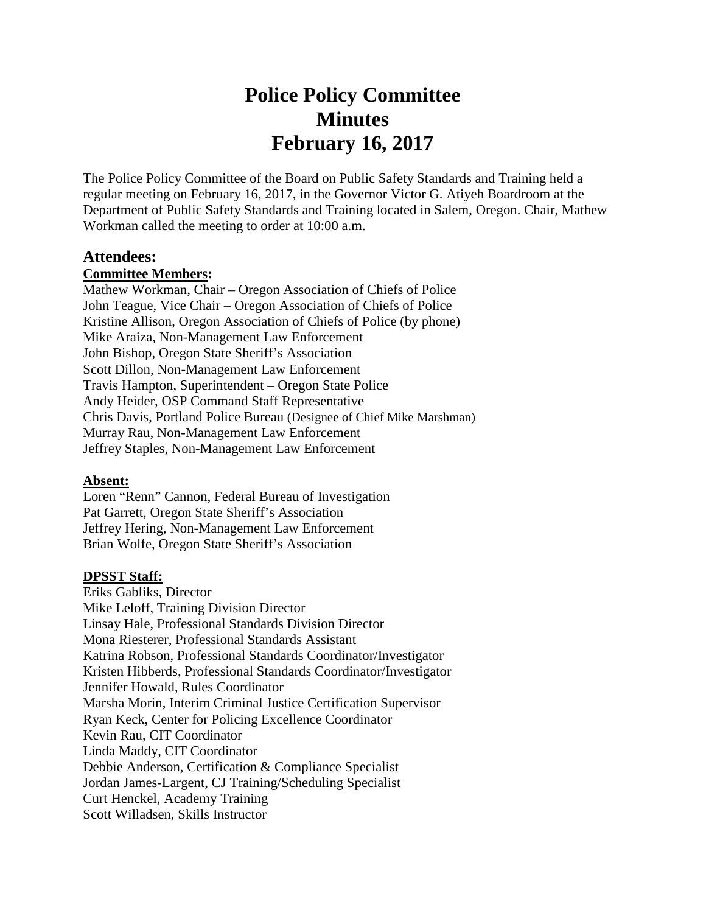# Police Policy Committee
# Minutes
# February 16, 2017

The Police Policy Committee of the Board on Public Safety Standards and Training held a regular meeting on February 16, 2017, in the Governor Victor G. Atiyeh Boardroom at the Department of Public Safety Standards and Training located in Salem, Oregon. Chair, Mathew Workman called the meeting to order at 10:00 a.m.

## Attendees:

**Committee Members:**

Mathew Workman, Chair – Oregon Association of Chiefs of Police
John Teague, Vice Chair – Oregon Association of Chiefs of Police
Kristine Allison, Oregon Association of Chiefs of Police (by phone)
Mike Araiza, Non-Management Law Enforcement
John Bishop, Oregon State Sheriff's Association
Scott Dillon, Non-Management Law Enforcement
Travis Hampton, Superintendent – Oregon State Police
Andy Heider, OSP Command Staff Representative
Chris Davis, Portland Police Bureau (Designee of Chief Mike Marshman)
Murray Rau, Non-Management Law Enforcement
Jeffrey Staples, Non-Management Law Enforcement

**Absent:**

Loren "Renn" Cannon, Federal Bureau of Investigation
Pat Garrett, Oregon State Sheriff's Association
Jeffrey Hering, Non-Management Law Enforcement
Brian Wolfe, Oregon State Sheriff's Association

**DPSST Staff:**

Eriks Gabliks, Director
Mike Leloff, Training Division Director
Linsay Hale, Professional Standards Division Director
Mona Riesterer, Professional Standards Assistant
Katrina Robson, Professional Standards Coordinator/Investigator
Kristen Hibberds, Professional Standards Coordinator/Investigator
Jennifer Howald, Rules Coordinator
Marsha Morin, Interim Criminal Justice Certification Supervisor
Ryan Keck, Center for Policing Excellence Coordinator
Kevin Rau, CIT Coordinator
Linda Maddy, CIT Coordinator
Debbie Anderson, Certification & Compliance Specialist
Jordan James-Largent, CJ Training/Scheduling Specialist
Curt Henckel, Academy Training
Scott Willadsen, Skills Instructor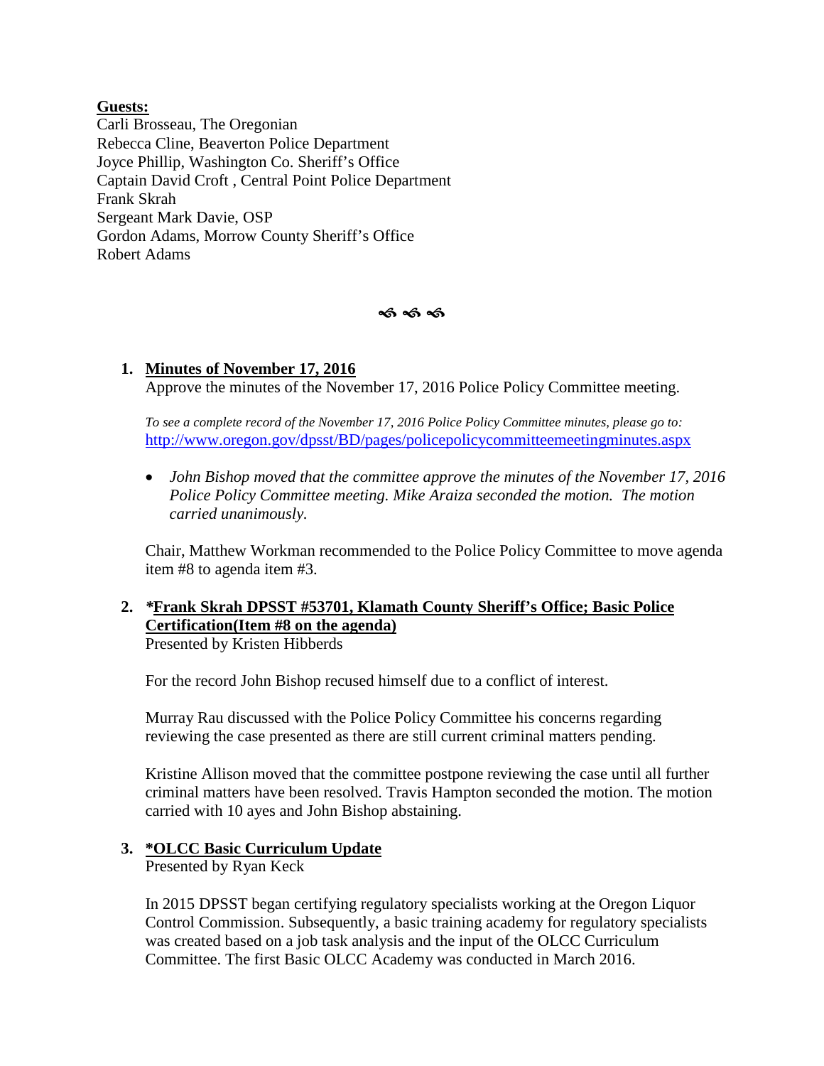**Guests:**

Carli Brosseau, The Oregonian
Rebecca Cline, Beaverton Police Department
Joyce Phillip, Washington Co. Sheriff's Office
Captain David Croft , Central Point Police Department
Frank Skrah
Sergeant Mark Davie, OSP
Gordon Adams, Morrow County Sheriff's Office
Robert Adams

ꕥ ꕥ ꕥ

1. **Minutes of November 17, 2016**

   Approve the minutes of the November 17, 2016 Police Policy Committee meeting.

   *To see a complete record of the November 17, 2016 Police Policy Committee minutes, please go to:*
   http://www.oregon.gov/dpsst/BD/pages/policepolicycommitteemeetingminutes.aspx

   - *John Bishop moved that the committee approve the minutes of the November 17, 2016 Police Policy Committee meeting. Mike Araiza seconded the motion. The motion carried unanimously.*

   Chair, Matthew Workman recommended to the Police Policy Committee to move agenda item #8 to agenda item #3.

2. ***Frank Skrah DPSST #53701, Klamath County Sheriff's Office; Basic Police Certification(Item #8 on the agenda)**

   Presented by Kristen Hibberds

   For the record John Bishop recused himself due to a conflict of interest.

   Murray Rau discussed with the Police Policy Committee his concerns regarding reviewing the case presented as there are still current criminal matters pending.

   Kristine Allison moved that the committee postpone reviewing the case until all further criminal matters have been resolved. Travis Hampton seconded the motion. The motion carried with 10 ayes and John Bishop abstaining.

3. ***OLCC Basic Curriculum Update**

   Presented by Ryan Keck

   In 2015 DPSST began certifying regulatory specialists working at the Oregon Liquor Control Commission. Subsequently, a basic training academy for regulatory specialists was created based on a job task analysis and the input of the OLCC Curriculum Committee. The first Basic OLCC Academy was conducted in March 2016.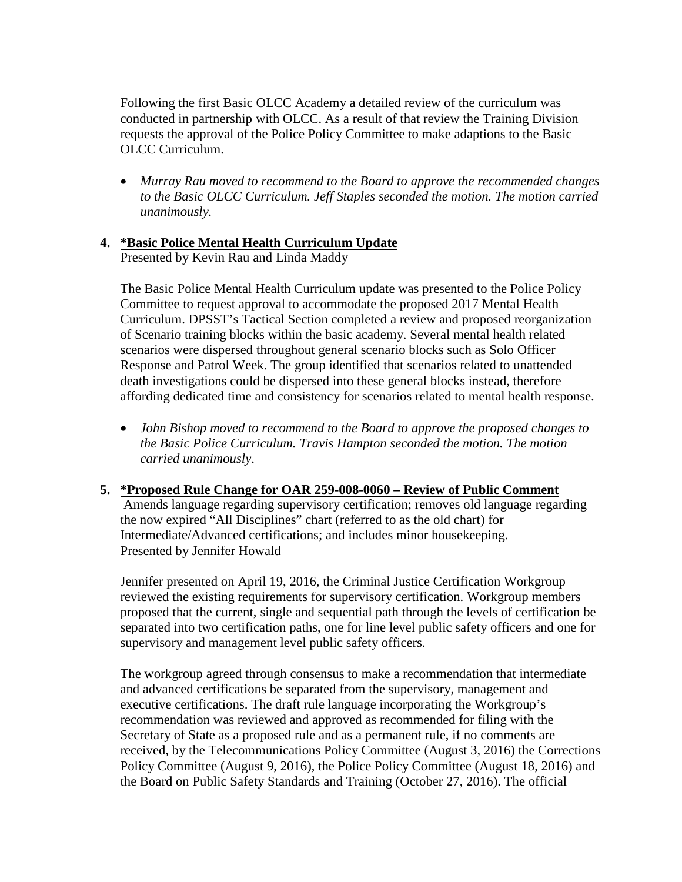Following the first Basic OLCC Academy a detailed review of the curriculum was conducted in partnership with OLCC. As a result of that review the Training Division requests the approval of the Police Policy Committee to make adaptions to the Basic OLCC Curriculum.

- *Murray Rau moved to recommend to the Board to approve the recommended changes to the Basic OLCC Curriculum. Jeff Staples seconded the motion. The motion carried unanimously.*

**4. *Basic Police Mental Health Curriculum Update**
Presented by Kevin Rau and Linda Maddy

The Basic Police Mental Health Curriculum update was presented to the Police Policy Committee to request approval to accommodate the proposed 2017 Mental Health Curriculum. DPSST's Tactical Section completed a review and proposed reorganization of Scenario training blocks within the basic academy. Several mental health related scenarios were dispersed throughout general scenario blocks such as Solo Officer Response and Patrol Week. The group identified that scenarios related to unattended death investigations could be dispersed into these general blocks instead, therefore affording dedicated time and consistency for scenarios related to mental health response.

- *John Bishop moved to recommend to the Board to approve the proposed changes to the Basic Police Curriculum. Travis Hampton seconded the motion. The motion carried unanimously*.

**5. *Proposed Rule Change for OAR 259-008-0060 – Review of Public Comment**
Amends language regarding supervisory certification; removes old language regarding the now expired "All Disciplines" chart (referred to as the old chart) for Intermediate/Advanced certifications; and includes minor housekeeping.
Presented by Jennifer Howald

Jennifer presented on April 19, 2016, the Criminal Justice Certification Workgroup reviewed the existing requirements for supervisory certification. Workgroup members proposed that the current, single and sequential path through the levels of certification be separated into two certification paths, one for line level public safety officers and one for supervisory and management level public safety officers.

The workgroup agreed through consensus to make a recommendation that intermediate and advanced certifications be separated from the supervisory, management and executive certifications. The draft rule language incorporating the Workgroup's recommendation was reviewed and approved as recommended for filing with the Secretary of State as a proposed rule and as a permanent rule, if no comments are received, by the Telecommunications Policy Committee (August 3, 2016) the Corrections Policy Committee (August 9, 2016), the Police Policy Committee (August 18, 2016) and the Board on Public Safety Standards and Training (October 27, 2016). The official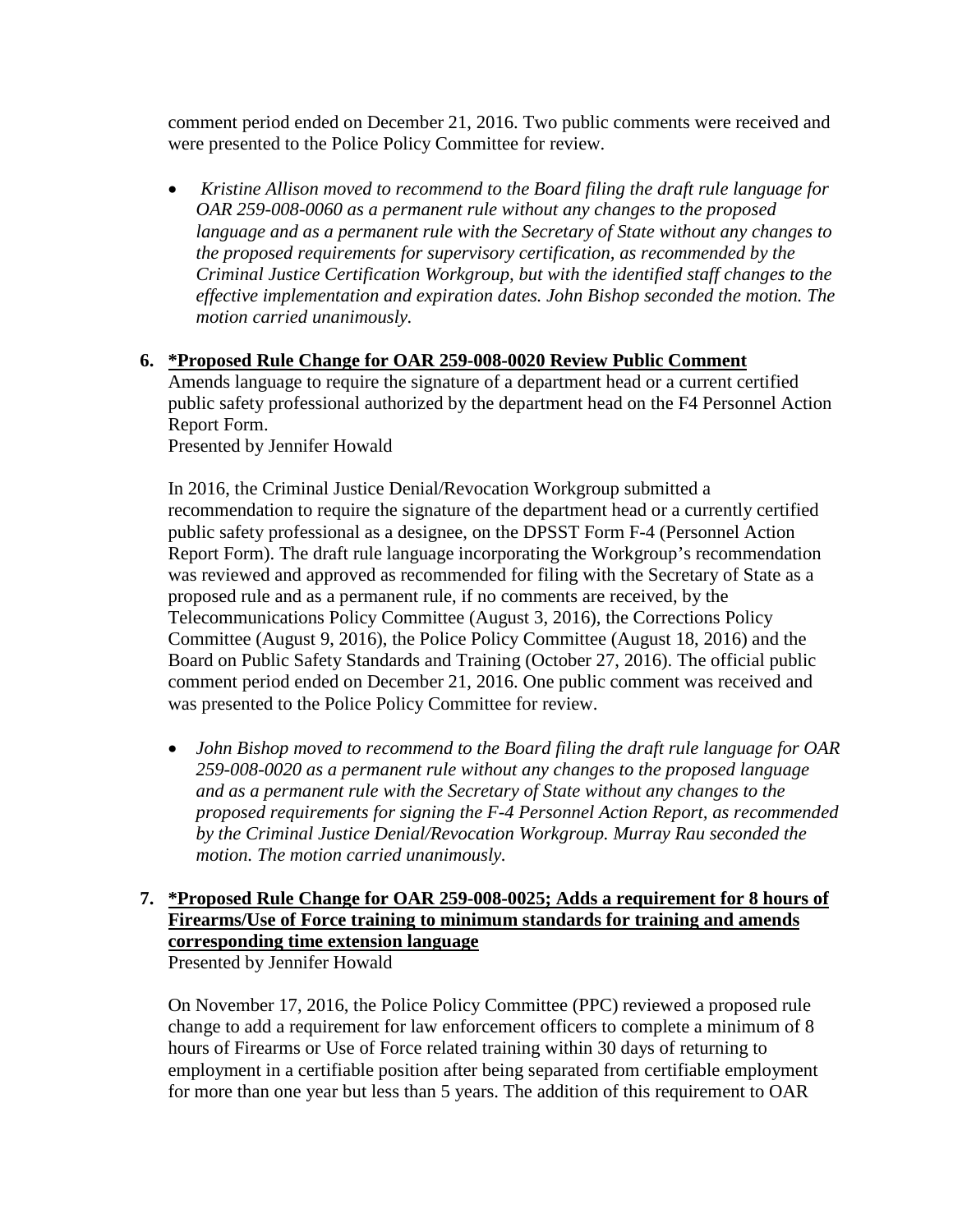comment period ended on December 21, 2016. Two public comments were received and were presented to the Police Policy Committee for review.

- *Kristine Allison moved to recommend to the Board filing the draft rule language for OAR 259-008-0060 as a permanent rule without any changes to the proposed language and as a permanent rule with the Secretary of State without any changes to the proposed requirements for supervisory certification, as recommended by the Criminal Justice Certification Workgroup, but with the identified staff changes to the effective implementation and expiration dates. John Bishop seconded the motion. The motion carried unanimously.*

**6. <u>*Proposed Rule Change for OAR 259-008-0020 Review Public Comment</u>**

Amends language to require the signature of a department head or a current certified public safety professional authorized by the department head on the F4 Personnel Action Report Form.
Presented by Jennifer Howald

In 2016, the Criminal Justice Denial/Revocation Workgroup submitted a recommendation to require the signature of the department head or a currently certified public safety professional as a designee, on the DPSST Form F-4 (Personnel Action Report Form). The draft rule language incorporating the Workgroup's recommendation was reviewed and approved as recommended for filing with the Secretary of State as a proposed rule and as a permanent rule, if no comments are received, by the Telecommunications Policy Committee (August 3, 2016), the Corrections Policy Committee (August 9, 2016), the Police Policy Committee (August 18, 2016) and the Board on Public Safety Standards and Training (October 27, 2016). The official public comment period ended on December 21, 2016. One public comment was received and was presented to the Police Policy Committee for review.

- *John Bishop moved to recommend to the Board filing the draft rule language for OAR 259-008-0020 as a permanent rule without any changes to the proposed language and as a permanent rule with the Secretary of State without any changes to the proposed requirements for signing the F-4 Personnel Action Report, as recommended by the Criminal Justice Denial/Revocation Workgroup. Murray Rau seconded the motion. The motion carried unanimously.*

**7. <u>*Proposed Rule Change for OAR 259-008-0025; Adds a requirement for 8 hours of Firearms/Use of Force training to minimum standards for training and amends corresponding time extension language</u>**

Presented by Jennifer Howald

On November 17, 2016, the Police Policy Committee (PPC) reviewed a proposed rule change to add a requirement for law enforcement officers to complete a minimum of 8 hours of Firearms or Use of Force related training within 30 days of returning to employment in a certifiable position after being separated from certifiable employment for more than one year but less than 5 years. The addition of this requirement to OAR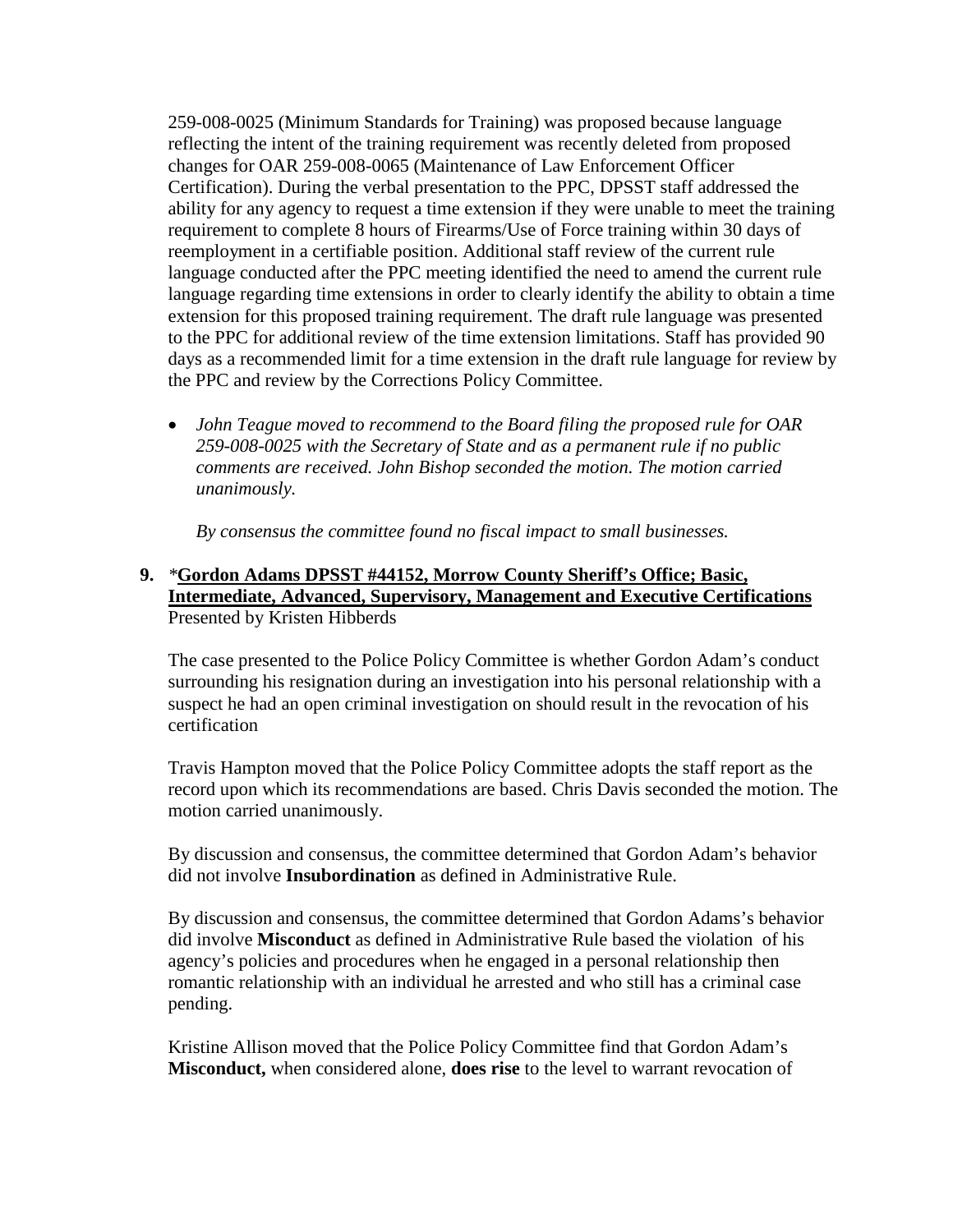259-008-0025 (Minimum Standards for Training) was proposed because language reflecting the intent of the training requirement was recently deleted from proposed changes for OAR 259-008-0065 (Maintenance of Law Enforcement Officer Certification). During the verbal presentation to the PPC, DPSST staff addressed the ability for any agency to request a time extension if they were unable to meet the training requirement to complete 8 hours of Firearms/Use of Force training within 30 days of reemployment in a certifiable position. Additional staff review of the current rule language conducted after the PPC meeting identified the need to amend the current rule language regarding time extensions in order to clearly identify the ability to obtain a time extension for this proposed training requirement. The draft rule language was presented to the PPC for additional review of the time extension limitations. Staff has provided 90 days as a recommended limit for a time extension in the draft rule language for review by the PPC and review by the Corrections Policy Committee.

- *John Teague moved to recommend to the Board filing the proposed rule for OAR 259-008-0025 with the Secretary of State and as a permanent rule if no public comments are received. John Bishop seconded the motion. The motion carried unanimously.*

  *By consensus the committee found no fiscal impact to small businesses.*

**9.** *__Gordon Adams DPSST #44152, Morrow County Sheriff's Office; Basic, Intermediate, Advanced, Supervisory, Management and Executive Certifications__
Presented by Kristen Hibberds

The case presented to the Police Policy Committee is whether Gordon Adam's conduct surrounding his resignation during an investigation into his personal relationship with a suspect he had an open criminal investigation on should result in the revocation of his certification

Travis Hampton moved that the Police Policy Committee adopts the staff report as the record upon which its recommendations are based. Chris Davis seconded the motion. The motion carried unanimously.

By discussion and consensus, the committee determined that Gordon Adam's behavior did not involve **Insubordination** as defined in Administrative Rule.

By discussion and consensus, the committee determined that Gordon Adams's behavior did involve **Misconduct** as defined in Administrative Rule based the violation of his agency's policies and procedures when he engaged in a personal relationship then romantic relationship with an individual he arrested and who still has a criminal case pending.

Kristine Allison moved that the Police Policy Committee find that Gordon Adam's **Misconduct,** when considered alone, **does rise** to the level to warrant revocation of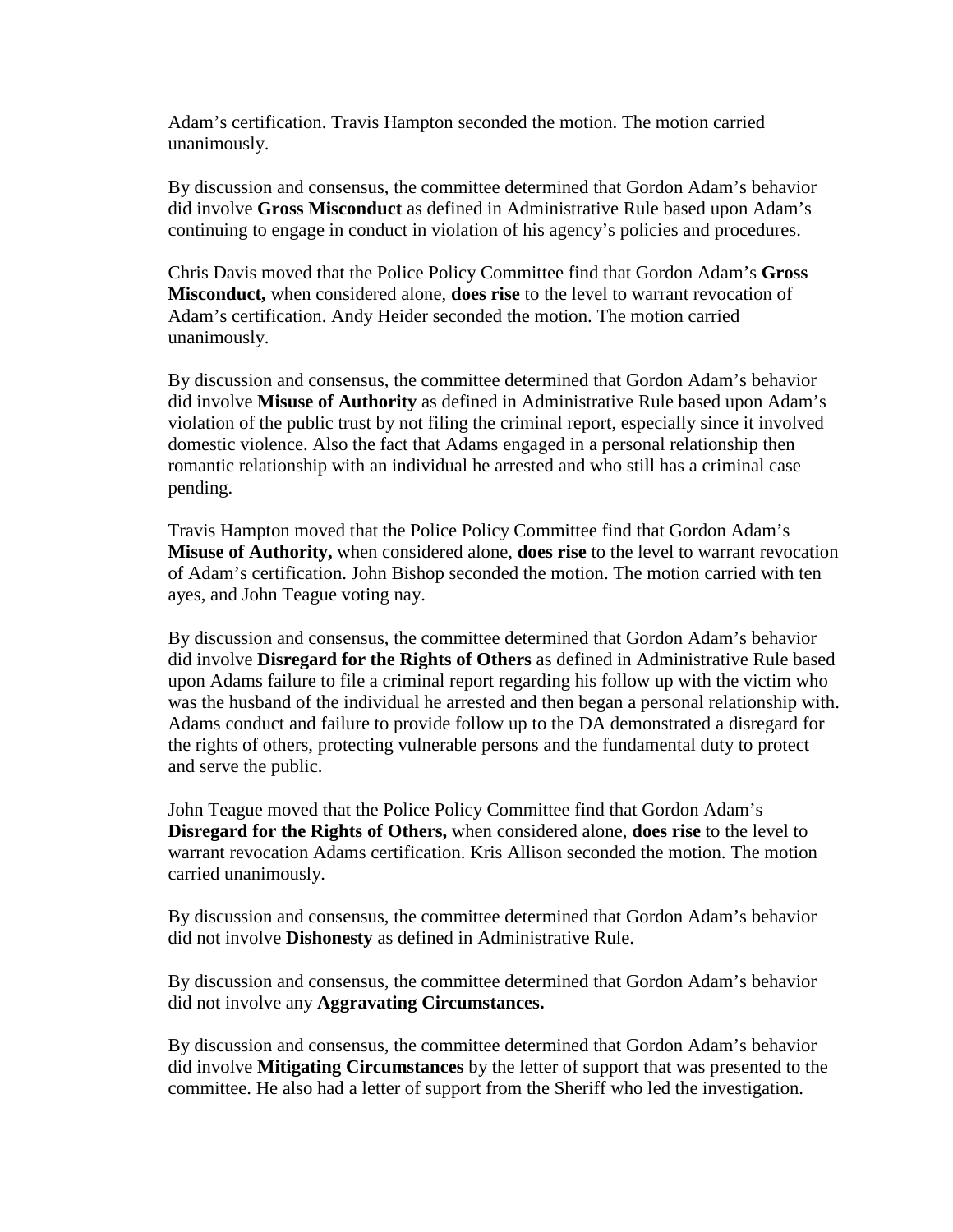Adam's certification. Travis Hampton seconded the motion. The motion carried unanimously.

By discussion and consensus, the committee determined that Gordon Adam's behavior did involve **Gross Misconduct** as defined in Administrative Rule based upon Adam's continuing to engage in conduct in violation of his agency's policies and procedures.

Chris Davis moved that the Police Policy Committee find that Gordon Adam's **Gross Misconduct,** when considered alone, **does rise** to the level to warrant revocation of Adam's certification. Andy Heider seconded the motion. The motion carried unanimously.

By discussion and consensus, the committee determined that Gordon Adam's behavior did involve **Misuse of Authority** as defined in Administrative Rule based upon Adam's violation of the public trust by not filing the criminal report, especially since it involved domestic violence. Also the fact that Adams engaged in a personal relationship then romantic relationship with an individual he arrested and who still has a criminal case pending.

Travis Hampton moved that the Police Policy Committee find that Gordon Adam's **Misuse of Authority,** when considered alone, **does rise** to the level to warrant revocation of Adam's certification. John Bishop seconded the motion. The motion carried with ten ayes, and John Teague voting nay.

By discussion and consensus, the committee determined that Gordon Adam's behavior did involve **Disregard for the Rights of Others** as defined in Administrative Rule based upon Adams failure to file a criminal report regarding his follow up with the victim who was the husband of the individual he arrested and then began a personal relationship with. Adams conduct and failure to provide follow up to the DA demonstrated a disregard for the rights of others, protecting vulnerable persons and the fundamental duty to protect and serve the public.

John Teague moved that the Police Policy Committee find that Gordon Adam's **Disregard for the Rights of Others,** when considered alone, **does rise** to the level to warrant revocation Adams certification. Kris Allison seconded the motion. The motion carried unanimously.

By discussion and consensus, the committee determined that Gordon Adam's behavior did not involve **Dishonesty** as defined in Administrative Rule.

By discussion and consensus, the committee determined that Gordon Adam's behavior did not involve any **Aggravating Circumstances.**

By discussion and consensus, the committee determined that Gordon Adam's behavior did involve **Mitigating Circumstances** by the letter of support that was presented to the committee. He also had a letter of support from the Sheriff who led the investigation.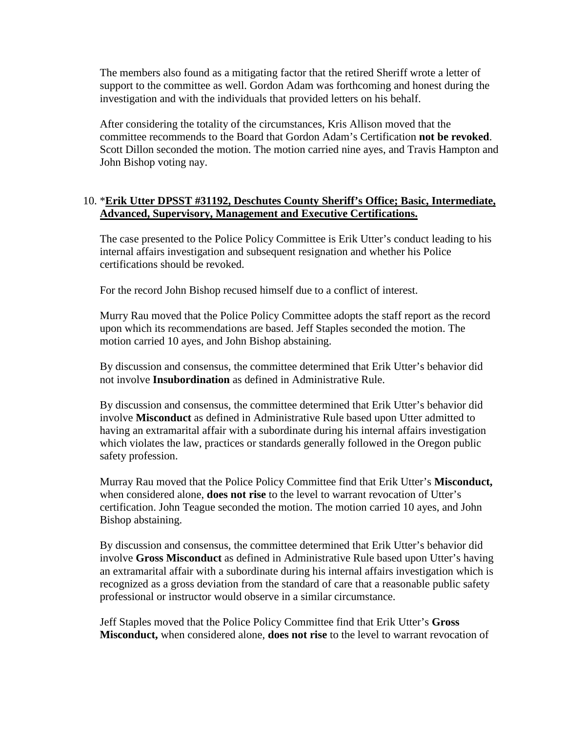The members also found as a mitigating factor that the retired Sheriff wrote a letter of support to the committee as well. Gordon Adam was forthcoming and honest during the investigation and with the individuals that provided letters on his behalf.

After considering the totality of the circumstances, Kris Allison moved that the committee recommends to the Board that Gordon Adam's Certification **not be revoked**. Scott Dillon seconded the motion. The motion carried nine ayes, and Travis Hampton and John Bishop voting nay.

10. *<u>**Erik Utter DPSST #31192, Deschutes County Sheriff's Office; Basic, Intermediate, Advanced, Supervisory, Management and Executive Certifications.**</u>

The case presented to the Police Policy Committee is Erik Utter's conduct leading to his internal affairs investigation and subsequent resignation and whether his Police certifications should be revoked.

For the record John Bishop recused himself due to a conflict of interest.

Murry Rau moved that the Police Policy Committee adopts the staff report as the record upon which its recommendations are based. Jeff Staples seconded the motion. The motion carried 10 ayes, and John Bishop abstaining.

By discussion and consensus, the committee determined that Erik Utter's behavior did not involve **Insubordination** as defined in Administrative Rule.

By discussion and consensus, the committee determined that Erik Utter's behavior did involve **Misconduct** as defined in Administrative Rule based upon Utter admitted to having an extramarital affair with a subordinate during his internal affairs investigation which violates the law, practices or standards generally followed in the Oregon public safety profession.

Murray Rau moved that the Police Policy Committee find that Erik Utter's **Misconduct,** when considered alone, **does not rise** to the level to warrant revocation of Utter's certification. John Teague seconded the motion. The motion carried 10 ayes, and John Bishop abstaining.

By discussion and consensus, the committee determined that Erik Utter's behavior did involve **Gross Misconduct** as defined in Administrative Rule based upon Utter's having an extramarital affair with a subordinate during his internal affairs investigation which is recognized as a gross deviation from the standard of care that a reasonable public safety professional or instructor would observe in a similar circumstance.

Jeff Staples moved that the Police Policy Committee find that Erik Utter's **Gross Misconduct,** when considered alone, **does not rise** to the level to warrant revocation of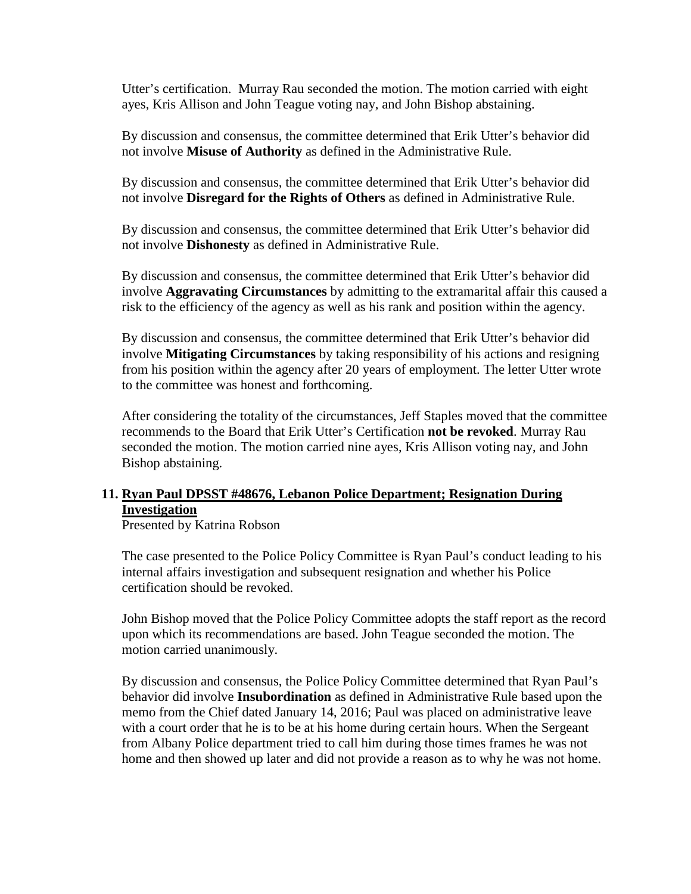Utter's certification. Murray Rau seconded the motion. The motion carried with eight ayes, Kris Allison and John Teague voting nay, and John Bishop abstaining.

By discussion and consensus, the committee determined that Erik Utter's behavior did not involve **Misuse of Authority** as defined in the Administrative Rule.

By discussion and consensus, the committee determined that Erik Utter's behavior did not involve **Disregard for the Rights of Others** as defined in Administrative Rule.

By discussion and consensus, the committee determined that Erik Utter's behavior did not involve **Dishonesty** as defined in Administrative Rule.

By discussion and consensus, the committee determined that Erik Utter's behavior did involve **Aggravating Circumstances** by admitting to the extramarital affair this caused a risk to the efficiency of the agency as well as his rank and position within the agency.

By discussion and consensus, the committee determined that Erik Utter's behavior did involve **Mitigating Circumstances** by taking responsibility of his actions and resigning from his position within the agency after 20 years of employment. The letter Utter wrote to the committee was honest and forthcoming.

After considering the totality of the circumstances, Jeff Staples moved that the committee recommends to the Board that Erik Utter's Certification **not be revoked**. Murray Rau seconded the motion. The motion carried nine ayes, Kris Allison voting nay, and John Bishop abstaining.

**11. <u>Ryan Paul DPSST #48676, Lebanon Police Department; Resignation During Investigation</u>**

Presented by Katrina Robson

The case presented to the Police Policy Committee is Ryan Paul's conduct leading to his internal affairs investigation and subsequent resignation and whether his Police certification should be revoked.

John Bishop moved that the Police Policy Committee adopts the staff report as the record upon which its recommendations are based. John Teague seconded the motion. The motion carried unanimously.

By discussion and consensus, the Police Policy Committee determined that Ryan Paul's behavior did involve **Insubordination** as defined in Administrative Rule based upon the memo from the Chief dated January 14, 2016; Paul was placed on administrative leave with a court order that he is to be at his home during certain hours. When the Sergeant from Albany Police department tried to call him during those times frames he was not home and then showed up later and did not provide a reason as to why he was not home.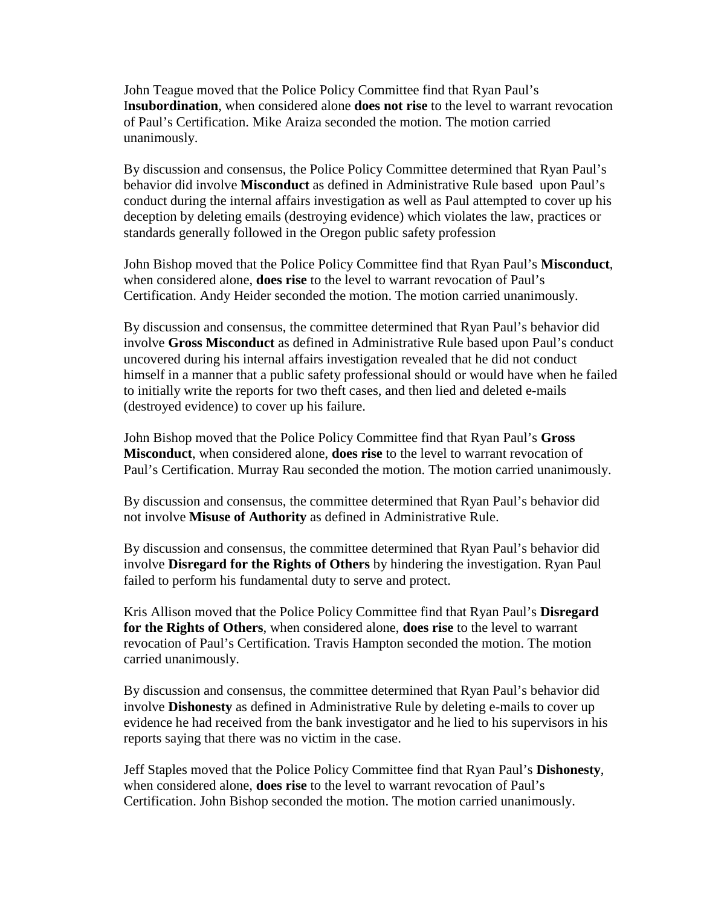John Teague moved that the Police Policy Committee find that Ryan Paul's I**nsubordination**, when considered alone **does not rise** to the level to warrant revocation of Paul's Certification. Mike Araiza seconded the motion. The motion carried unanimously.

By discussion and consensus, the Police Policy Committee determined that Ryan Paul's behavior did involve **Misconduct** as defined in Administrative Rule based upon Paul's conduct during the internal affairs investigation as well as Paul attempted to cover up his deception by deleting emails (destroying evidence) which violates the law, practices or standards generally followed in the Oregon public safety profession

John Bishop moved that the Police Policy Committee find that Ryan Paul's **Misconduct**, when considered alone, **does rise** to the level to warrant revocation of Paul's Certification. Andy Heider seconded the motion. The motion carried unanimously.

By discussion and consensus, the committee determined that Ryan Paul's behavior did involve **Gross Misconduct** as defined in Administrative Rule based upon Paul's conduct uncovered during his internal affairs investigation revealed that he did not conduct himself in a manner that a public safety professional should or would have when he failed to initially write the reports for two theft cases, and then lied and deleted e-mails (destroyed evidence) to cover up his failure.

John Bishop moved that the Police Policy Committee find that Ryan Paul's **Gross Misconduct**, when considered alone, **does rise** to the level to warrant revocation of Paul's Certification. Murray Rau seconded the motion. The motion carried unanimously.

By discussion and consensus, the committee determined that Ryan Paul's behavior did not involve **Misuse of Authority** as defined in Administrative Rule.

By discussion and consensus, the committee determined that Ryan Paul's behavior did involve **Disregard for the Rights of Others** by hindering the investigation. Ryan Paul failed to perform his fundamental duty to serve and protect.

Kris Allison moved that the Police Policy Committee find that Ryan Paul's **Disregard for the Rights of Others**, when considered alone, **does rise** to the level to warrant revocation of Paul's Certification. Travis Hampton seconded the motion. The motion carried unanimously.

By discussion and consensus, the committee determined that Ryan Paul's behavior did involve **Dishonesty** as defined in Administrative Rule by deleting e-mails to cover up evidence he had received from the bank investigator and he lied to his supervisors in his reports saying that there was no victim in the case.

Jeff Staples moved that the Police Policy Committee find that Ryan Paul's **Dishonesty**, when considered alone, **does rise** to the level to warrant revocation of Paul's Certification. John Bishop seconded the motion. The motion carried unanimously.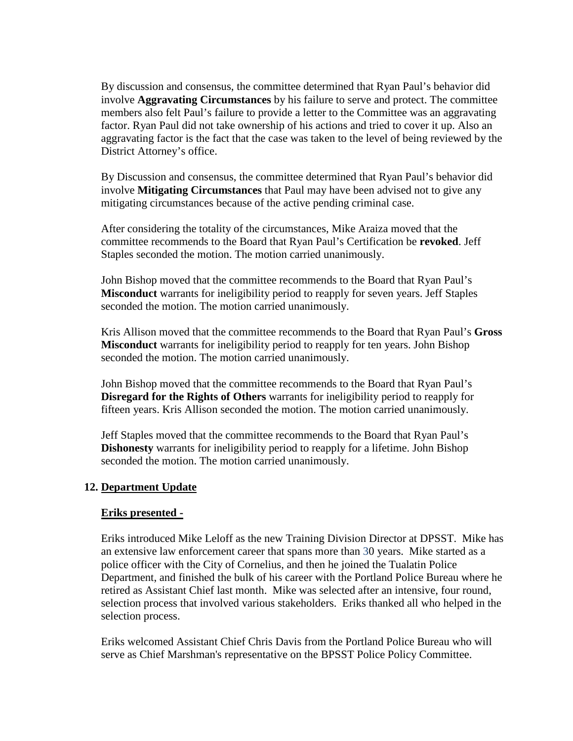By discussion and consensus, the committee determined that Ryan Paul's behavior did involve **Aggravating Circumstances** by his failure to serve and protect. The committee members also felt Paul's failure to provide a letter to the Committee was an aggravating factor. Ryan Paul did not take ownership of his actions and tried to cover it up. Also an aggravating factor is the fact that the case was taken to the level of being reviewed by the District Attorney's office.

By Discussion and consensus, the committee determined that Ryan Paul's behavior did involve **Mitigating Circumstances** that Paul may have been advised not to give any mitigating circumstances because of the active pending criminal case.

After considering the totality of the circumstances, Mike Araiza moved that the committee recommends to the Board that Ryan Paul's Certification be **revoked**. Jeff Staples seconded the motion. The motion carried unanimously.

John Bishop moved that the committee recommends to the Board that Ryan Paul's **Misconduct** warrants for ineligibility period to reapply for seven years. Jeff Staples seconded the motion. The motion carried unanimously.

Kris Allison moved that the committee recommends to the Board that Ryan Paul's **Gross Misconduct** warrants for ineligibility period to reapply for ten years. John Bishop seconded the motion. The motion carried unanimously.

John Bishop moved that the committee recommends to the Board that Ryan Paul's **Disregard for the Rights of Others** warrants for ineligibility period to reapply for fifteen years. Kris Allison seconded the motion. The motion carried unanimously.

Jeff Staples moved that the committee recommends to the Board that Ryan Paul's **Dishonesty** warrants for ineligibility period to reapply for a lifetime. John Bishop seconded the motion. The motion carried unanimously.

## 12. Department Update

**Eriks presented -**

Eriks introduced Mike Leloff as the new Training Division Director at DPSST. Mike has an extensive law enforcement career that spans more than 30 years. Mike started as a police officer with the City of Cornelius, and then he joined the Tualatin Police Department, and finished the bulk of his career with the Portland Police Bureau where he retired as Assistant Chief last month. Mike was selected after an intensive, four round, selection process that involved various stakeholders. Eriks thanked all who helped in the selection process.

Eriks welcomed Assistant Chief Chris Davis from the Portland Police Bureau who will serve as Chief Marshman's representative on the BPSST Police Policy Committee.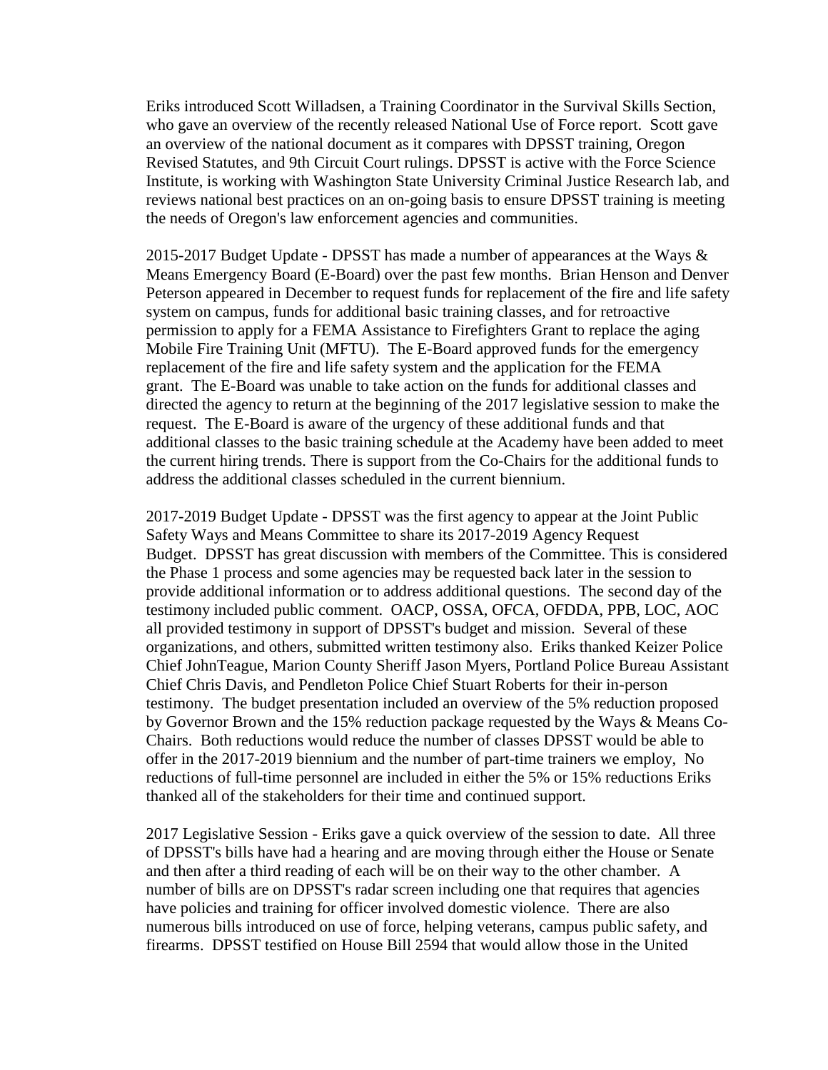Eriks introduced Scott Willadsen, a Training Coordinator in the Survival Skills Section, who gave an overview of the recently released National Use of Force report. Scott gave an overview of the national document as it compares with DPSST training, Oregon Revised Statutes, and 9th Circuit Court rulings. DPSST is active with the Force Science Institute, is working with Washington State University Criminal Justice Research lab, and reviews national best practices on an on-going basis to ensure DPSST training is meeting the needs of Oregon's law enforcement agencies and communities.

2015-2017 Budget Update - DPSST has made a number of appearances at the Ways & Means Emergency Board (E-Board) over the past few months. Brian Henson and Denver Peterson appeared in December to request funds for replacement of the fire and life safety system on campus, funds for additional basic training classes, and for retroactive permission to apply for a FEMA Assistance to Firefighters Grant to replace the aging Mobile Fire Training Unit (MFTU). The E-Board approved funds for the emergency replacement of the fire and life safety system and the application for the FEMA grant. The E-Board was unable to take action on the funds for additional classes and directed the agency to return at the beginning of the 2017 legislative session to make the request. The E-Board is aware of the urgency of these additional funds and that additional classes to the basic training schedule at the Academy have been added to meet the current hiring trends. There is support from the Co-Chairs for the additional funds to address the additional classes scheduled in the current biennium.

2017-2019 Budget Update - DPSST was the first agency to appear at the Joint Public Safety Ways and Means Committee to share its 2017-2019 Agency Request Budget. DPSST has great discussion with members of the Committee. This is considered the Phase 1 process and some agencies may be requested back later in the session to provide additional information or to address additional questions. The second day of the testimony included public comment. OACP, OSSA, OFCA, OFDDA, PPB, LOC, AOC all provided testimony in support of DPSST's budget and mission. Several of these organizations, and others, submitted written testimony also. Eriks thanked Keizer Police Chief JohnTeague, Marion County Sheriff Jason Myers, Portland Police Bureau Assistant Chief Chris Davis, and Pendleton Police Chief Stuart Roberts for their in-person testimony. The budget presentation included an overview of the 5% reduction proposed by Governor Brown and the 15% reduction package requested by the Ways & Means Co-Chairs. Both reductions would reduce the number of classes DPSST would be able to offer in the 2017-2019 biennium and the number of part-time trainers we employ, No reductions of full-time personnel are included in either the 5% or 15% reductions Eriks thanked all of the stakeholders for their time and continued support.

2017 Legislative Session - Eriks gave a quick overview of the session to date. All three of DPSST's bills have had a hearing and are moving through either the House or Senate and then after a third reading of each will be on their way to the other chamber. A number of bills are on DPSST's radar screen including one that requires that agencies have policies and training for officer involved domestic violence. There are also numerous bills introduced on use of force, helping veterans, campus public safety, and firearms. DPSST testified on House Bill 2594 that would allow those in the United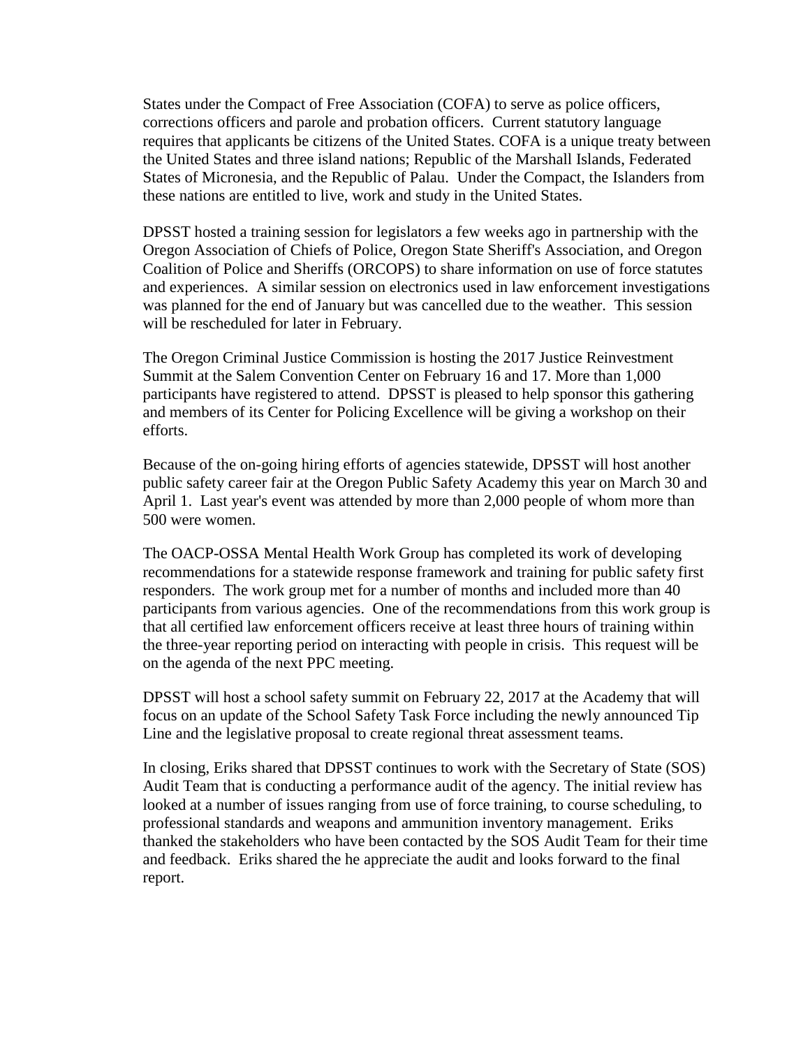States under the Compact of Free Association (COFA) to serve as police officers, corrections officers and parole and probation officers. Current statutory language requires that applicants be citizens of the United States. COFA is a unique treaty between the United States and three island nations; Republic of the Marshall Islands, Federated States of Micronesia, and the Republic of Palau. Under the Compact, the Islanders from these nations are entitled to live, work and study in the United States.

DPSST hosted a training session for legislators a few weeks ago in partnership with the Oregon Association of Chiefs of Police, Oregon State Sheriff's Association, and Oregon Coalition of Police and Sheriffs (ORCOPS) to share information on use of force statutes and experiences. A similar session on electronics used in law enforcement investigations was planned for the end of January but was cancelled due to the weather. This session will be rescheduled for later in February.

The Oregon Criminal Justice Commission is hosting the 2017 Justice Reinvestment Summit at the Salem Convention Center on February 16 and 17. More than 1,000 participants have registered to attend. DPSST is pleased to help sponsor this gathering and members of its Center for Policing Excellence will be giving a workshop on their efforts.

Because of the on-going hiring efforts of agencies statewide, DPSST will host another public safety career fair at the Oregon Public Safety Academy this year on March 30 and April 1. Last year's event was attended by more than 2,000 people of whom more than 500 were women.

The OACP-OSSA Mental Health Work Group has completed its work of developing recommendations for a statewide response framework and training for public safety first responders. The work group met for a number of months and included more than 40 participants from various agencies. One of the recommendations from this work group is that all certified law enforcement officers receive at least three hours of training within the three-year reporting period on interacting with people in crisis. This request will be on the agenda of the next PPC meeting.

DPSST will host a school safety summit on February 22, 2017 at the Academy that will focus on an update of the School Safety Task Force including the newly announced Tip Line and the legislative proposal to create regional threat assessment teams.

In closing, Eriks shared that DPSST continues to work with the Secretary of State (SOS) Audit Team that is conducting a performance audit of the agency. The initial review has looked at a number of issues ranging from use of force training, to course scheduling, to professional standards and weapons and ammunition inventory management. Eriks thanked the stakeholders who have been contacted by the SOS Audit Team for their time and feedback. Eriks shared the he appreciate the audit and looks forward to the final report.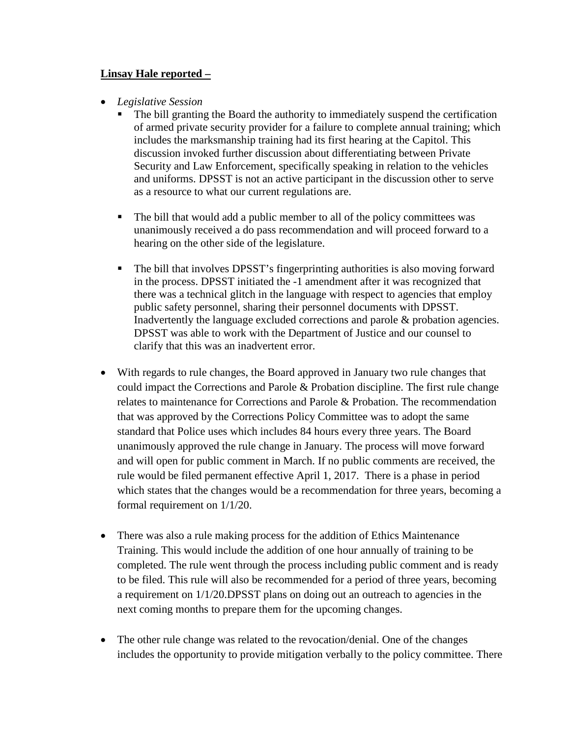**<u>Linsay Hale reported –</u>**

- *Legislative Session*
  - The bill granting the Board the authority to immediately suspend the certification of armed private security provider for a failure to complete annual training; which includes the marksmanship training had its first hearing at the Capitol. This discussion invoked further discussion about differentiating between Private Security and Law Enforcement, specifically speaking in relation to the vehicles and uniforms. DPSST is not an active participant in the discussion other to serve as a resource to what our current regulations are.

  - The bill that would add a public member to all of the policy committees was unanimously received a do pass recommendation and will proceed forward to a hearing on the other side of the legislature.

  - The bill that involves DPSST's fingerprinting authorities is also moving forward in the process. DPSST initiated the -1 amendment after it was recognized that there was a technical glitch in the language with respect to agencies that employ public safety personnel, sharing their personnel documents with DPSST. Inadvertently the language excluded corrections and parole & probation agencies. DPSST was able to work with the Department of Justice and our counsel to clarify that this was an inadvertent error.

- With regards to rule changes, the Board approved in January two rule changes that could impact the Corrections and Parole & Probation discipline. The first rule change relates to maintenance for Corrections and Parole & Probation. The recommendation that was approved by the Corrections Policy Committee was to adopt the same standard that Police uses which includes 84 hours every three years. The Board unanimously approved the rule change in January. The process will move forward and will open for public comment in March. If no public comments are received, the rule would be filed permanent effective April 1, 2017. There is a phase in period which states that the changes would be a recommendation for three years, becoming a formal requirement on 1/1/20.

- There was also a rule making process for the addition of Ethics Maintenance Training. This would include the addition of one hour annually of training to be completed. The rule went through the process including public comment and is ready to be filed. This rule will also be recommended for a period of three years, becoming a requirement on 1/1/20.DPSST plans on doing out an outreach to agencies in the next coming months to prepare them for the upcoming changes.

- The other rule change was related to the revocation/denial. One of the changes includes the opportunity to provide mitigation verbally to the policy committee. There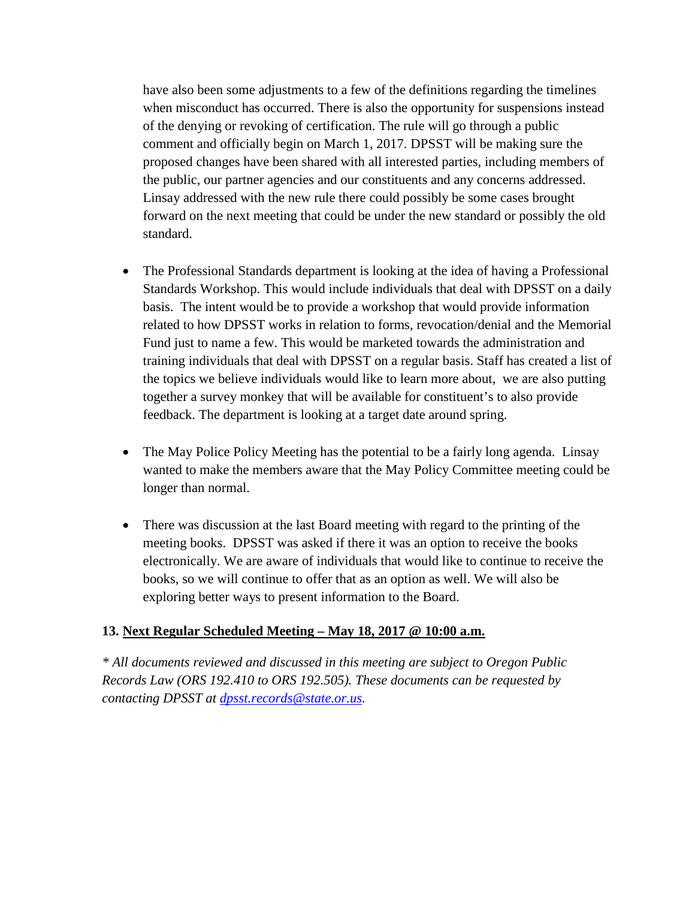have also been some adjustments to a few of the definitions regarding the timelines when misconduct has occurred. There is also the opportunity for suspensions instead of the denying or revoking of certification. The rule will go through a public comment and officially begin on March 1, 2017. DPSST will be making sure the proposed changes have been shared with all interested parties, including members of the public, our partner agencies and our constituents and any concerns addressed. Linsay addressed with the new rule there could possibly be some cases brought forward on the next meeting that could be under the new standard or possibly the old standard.

- The Professional Standards department is looking at the idea of having a Professional Standards Workshop. This would include individuals that deal with DPSST on a daily basis. The intent would be to provide a workshop that would provide information related to how DPSST works in relation to forms, revocation/denial and the Memorial Fund just to name a few. This would be marketed towards the administration and training individuals that deal with DPSST on a regular basis. Staff has created a list of the topics we believe individuals would like to learn more about, we are also putting together a survey monkey that will be available for constituent's to also provide feedback. The department is looking at a target date around spring.

- The May Police Policy Meeting has the potential to be a fairly long agenda. Linsay wanted to make the members aware that the May Policy Committee meeting could be longer than normal.

- There was discussion at the last Board meeting with regard to the printing of the meeting books. DPSST was asked if there it was an option to receive the books electronically. We are aware of individuals that would like to continue to receive the books, so we will continue to offer that as an option as well. We will also be exploring better ways to present information to the Board.

**13. <u>Next Regular Scheduled Meeting – May 18, 2017 @ 10:00 a.m.</u>**

*\* All documents reviewed and discussed in this meeting are subject to Oregon Public Records Law (ORS 192.410 to ORS 192.505). These documents can be requested by contacting DPSST at [dpsst.records@state.or.us](mailto:dpsst.records@state.or.us).*